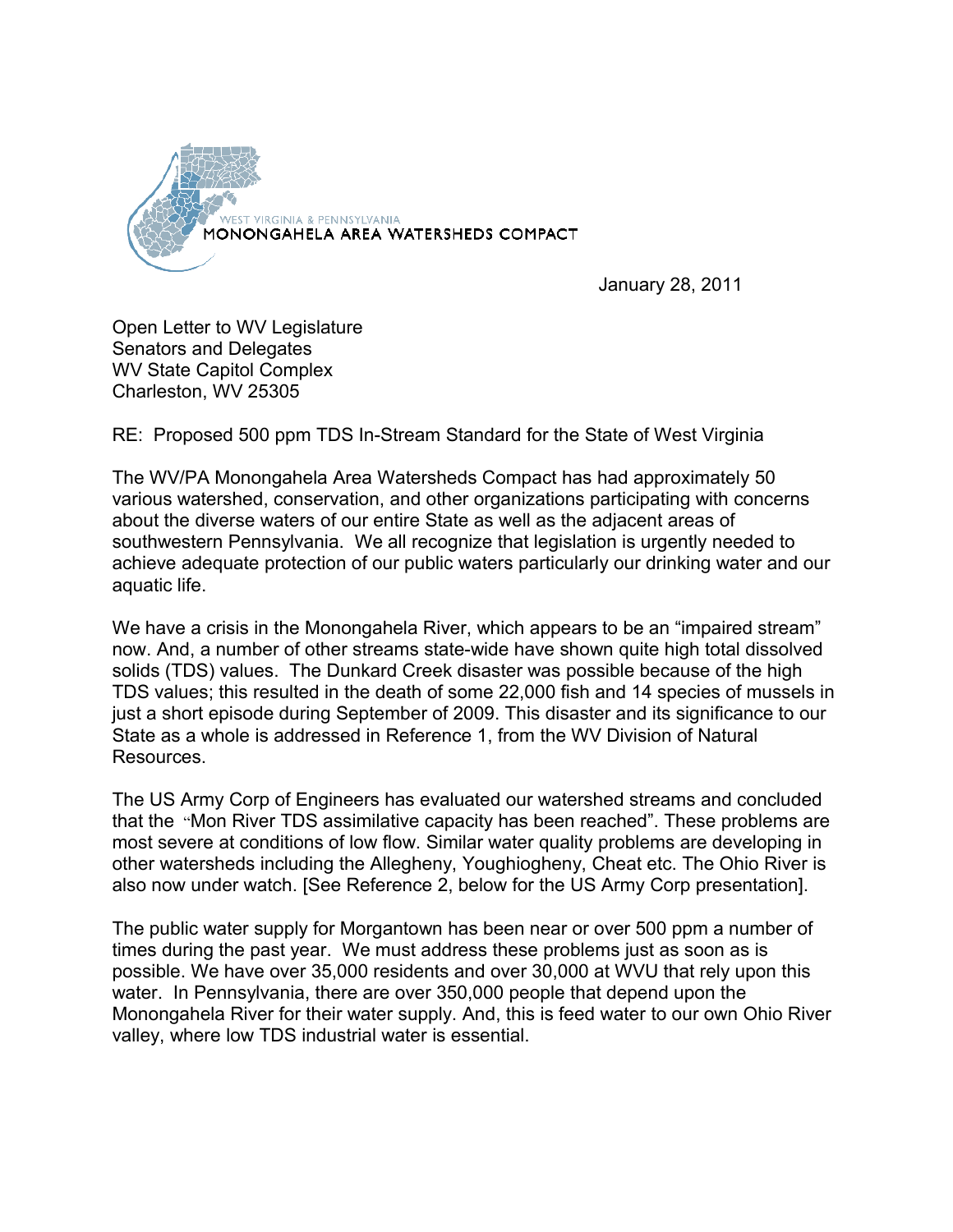WEST VIRGINIA & PENNSYLVANIA
MONONGAHELA AREA WATERSHEDS COMPACT

January 28, 2011

Open Letter to WV Legislature
Senators and Delegates
WV State Capitol Complex
Charleston, WV 25305

RE: Proposed 500 ppm TDS In-Stream Standard for the State of West Virginia

The WV/PA Monongahela Area Watersheds Compact has had approximately 50 various watershed, conservation, and other organizations participating with concerns about the diverse waters of our entire State as well as the adjacent areas of southwestern Pennsylvania. We all recognize that legislation is urgently needed to achieve adequate protection of our public waters particularly our drinking water and our aquatic life.

We have a crisis in the Monongahela River, which appears to be an "impaired stream" now. And, a number of other streams state-wide have shown quite high total dissolved solids (TDS) values. The Dunkard Creek disaster was possible because of the high TDS values; this resulted in the death of some 22,000 fish and 14 species of mussels in just a short episode during September of 2009. This disaster and its significance to our State as a whole is addressed in Reference 1, from the WV Division of Natural Resources.

The US Army Corp of Engineers has evaluated our watershed streams and concluded that the "Mon River TDS assimilative capacity has been reached". These problems are most severe at conditions of low flow. Similar water quality problems are developing in other watersheds including the Allegheny, Youghiogheny, Cheat etc. The Ohio River is also now under watch. [See Reference 2, below for the US Army Corp presentation].

The public water supply for Morgantown has been near or over 500 ppm a number of times during the past year. We must address these problems just as soon as is possible. We have over 35,000 residents and over 30,000 at WVU that rely upon this water. In Pennsylvania, there are over 350,000 people that depend upon the Monongahela River for their water supply. And, this is feed water to our own Ohio River valley, where low TDS industrial water is essential.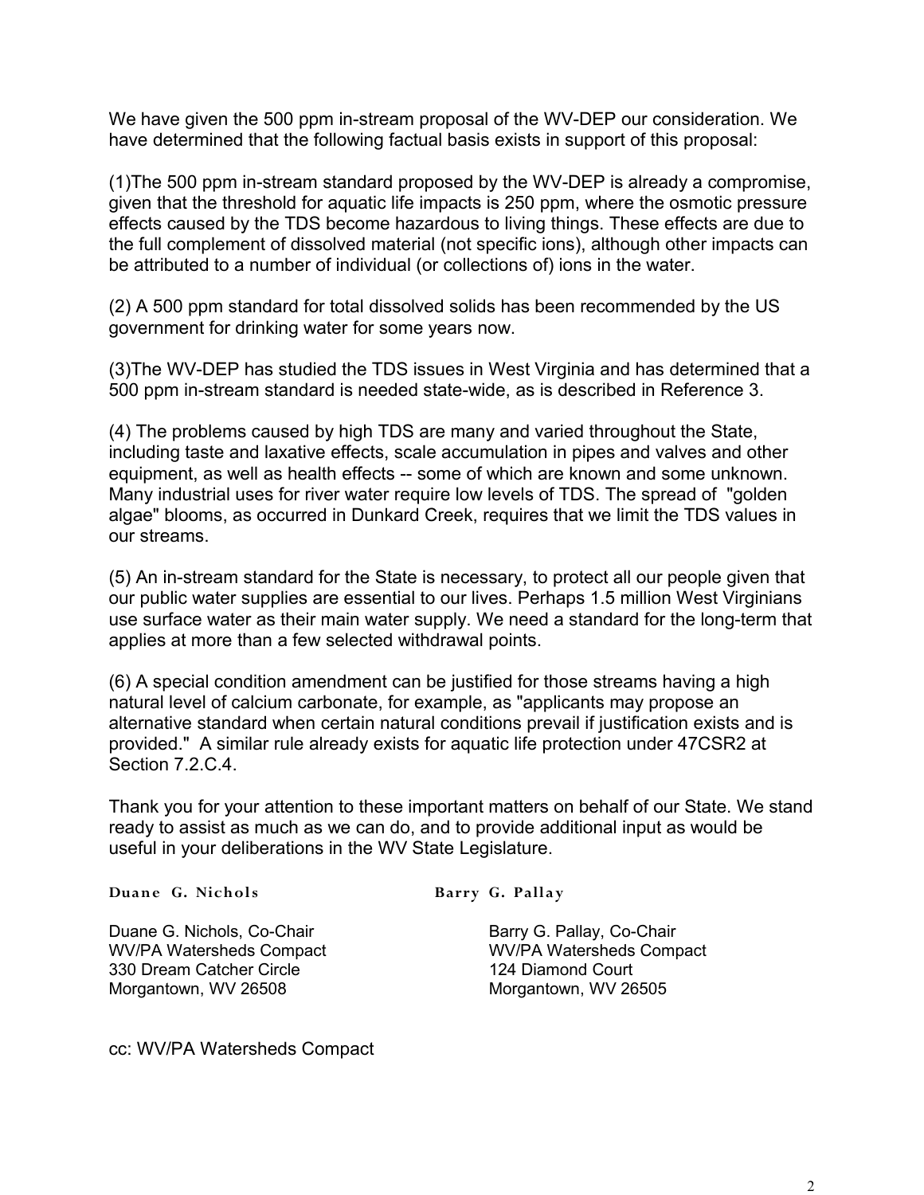We have given the 500 ppm in-stream proposal of the WV-DEP our consideration. We have determined that the following factual basis exists in support of this proposal:

(1)The 500 ppm in-stream standard proposed by the WV-DEP is already a compromise, given that the threshold for aquatic life impacts is 250 ppm, where the osmotic pressure effects caused by the TDS become hazardous to living things. These effects are due to the full complement of dissolved material (not specific ions), although other impacts can be attributed to a number of individual (or collections of) ions in the water.

(2) A 500 ppm standard for total dissolved solids has been recommended by the US government for drinking water for some years now.

(3)The WV-DEP has studied the TDS issues in West Virginia and has determined that a 500 ppm in-stream standard is needed state-wide, as is described in Reference 3.

(4) The problems caused by high TDS are many and varied throughout the State, including taste and laxative effects, scale accumulation in pipes and valves and other equipment, as well as health effects -- some of which are known and some unknown. Many industrial uses for river water require low levels of TDS. The spread of "golden algae" blooms, as occurred in Dunkard Creek, requires that we limit the TDS values in our streams.

(5) An in-stream standard for the State is necessary, to protect all our people given that our public water supplies are essential to our lives. Perhaps 1.5 million West Virginians use surface water as their main water supply. We need a standard for the long-term that applies at more than a few selected withdrawal points.

(6) A special condition amendment can be justified for those streams having a high natural level of calcium carbonate, for example, as "applicants may propose an alternative standard when certain natural conditions prevail if justification exists and is provided." A similar rule already exists for aquatic life protection under 47CSR2 at Section 7.2.C.4.

Thank you for your attention to these important matters on behalf of our State. We stand ready to assist as much as we can do, and to provide additional input as would be useful in your deliberations in the WV State Legislature.

**Duane G. Nichols**

Duane G. Nichols, Co-Chair
WV/PA Watersheds Compact
330 Dream Catcher Circle
Morgantown, WV 26508

**Barry G. Pallay**

Barry G. Pallay, Co-Chair
WV/PA Watersheds Compact
124 Diamond Court
Morgantown, WV 26505

cc: WV/PA Watersheds Compact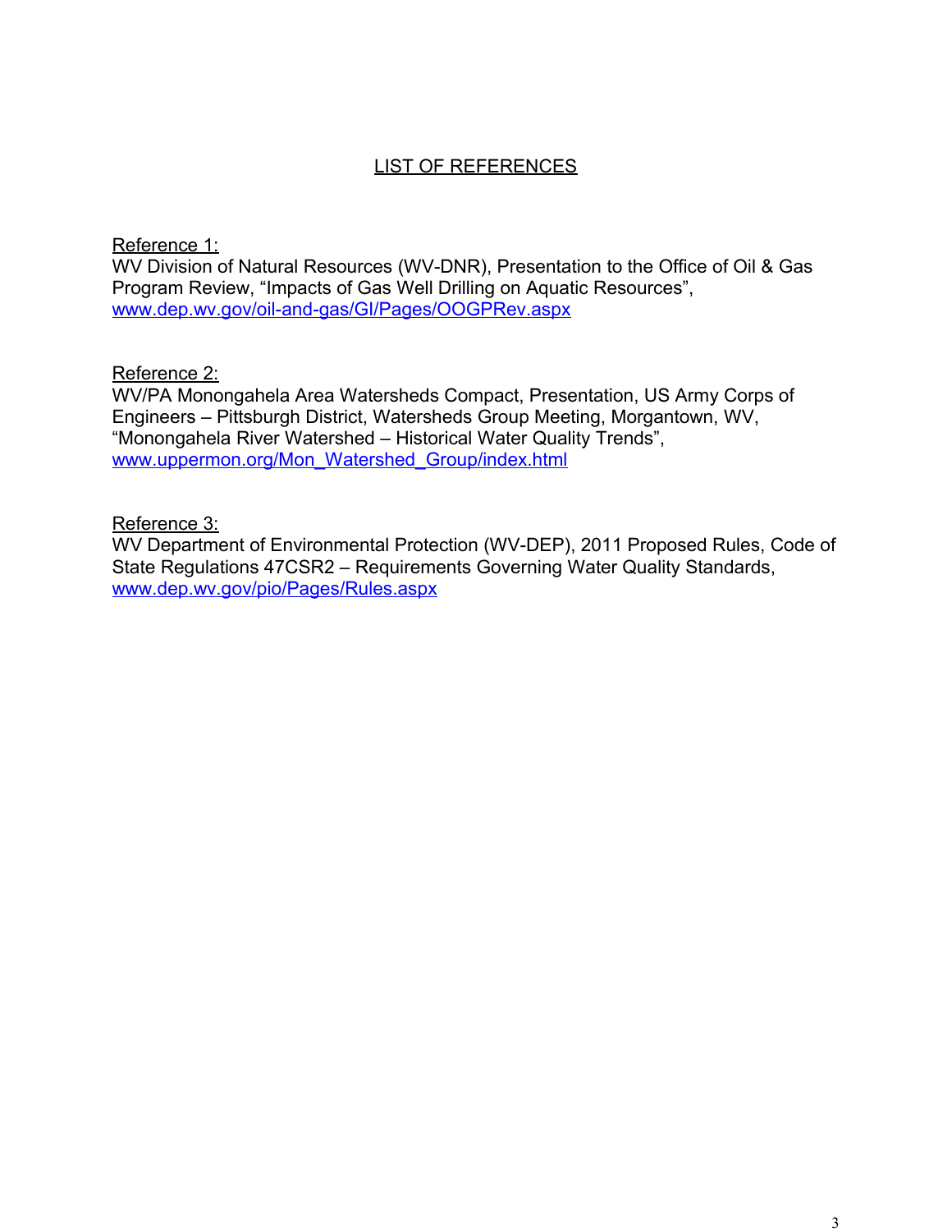## LIST OF REFERENCES

Reference 1:
WV Division of Natural Resources (WV-DNR), Presentation to the Office of Oil & Gas Program Review, "Impacts of Gas Well Drilling on Aquatic Resources", www.dep.wv.gov/oil-and-gas/GI/Pages/OOGPRev.aspx

Reference 2:
WV/PA Monongahela Area Watersheds Compact, Presentation, US Army Corps of Engineers – Pittsburgh District, Watersheds Group Meeting, Morgantown, WV, "Monongahela River Watershed – Historical Water Quality Trends", www.uppermon.org/Mon_Watershed_Group/index.html

Reference 3:
WV Department of Environmental Protection (WV-DEP), 2011 Proposed Rules, Code of State Regulations 47CSR2 – Requirements Governing Water Quality Standards, www.dep.wv.gov/pio/Pages/Rules.aspx